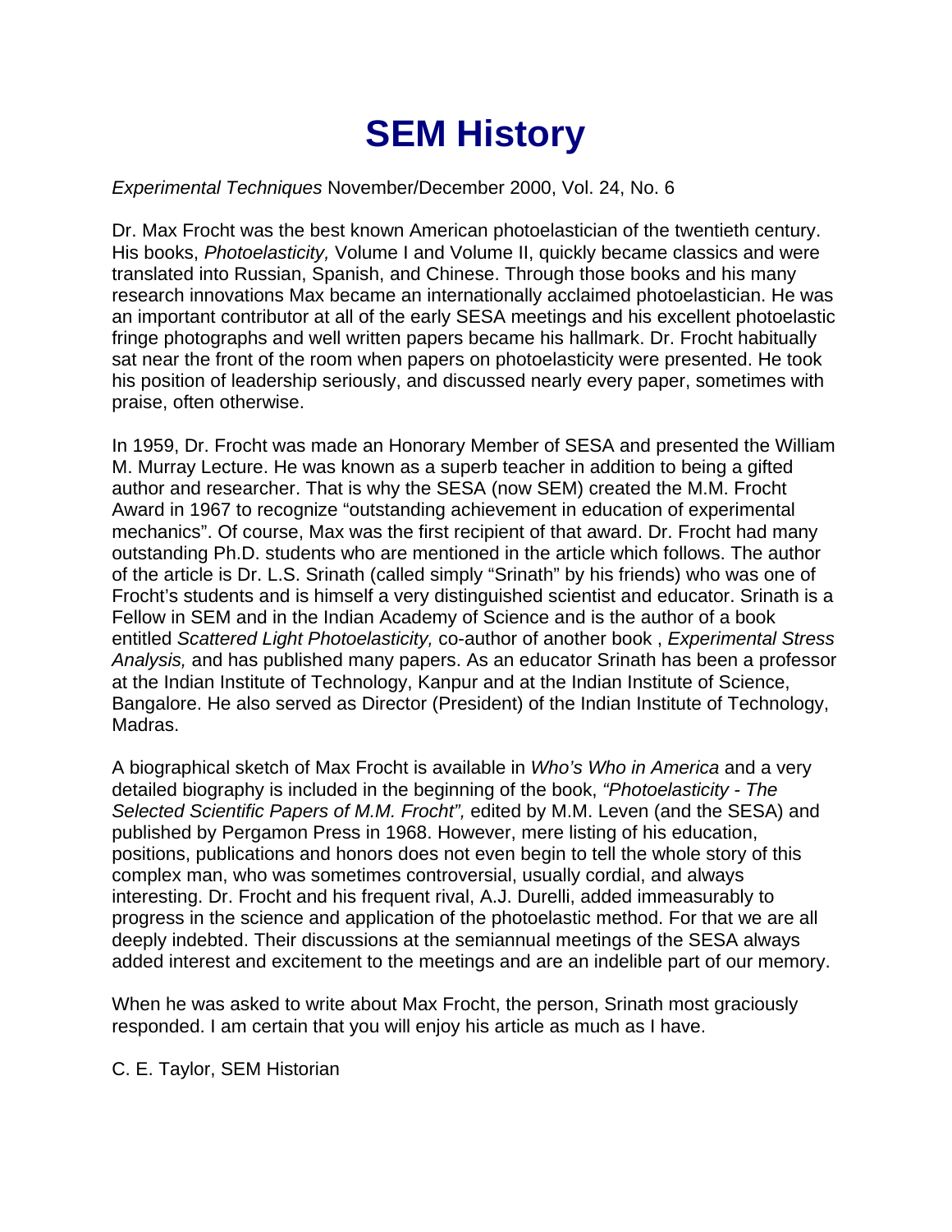# SEM History

*Experimental Techniques* November/December 2000, Vol. 24, No. 6

Dr. Max Frocht was the best known American photoelastician of the twentieth century. His books, *Photoelasticity,* Volume I and Volume II, quickly became classics and were translated into Russian, Spanish, and Chinese. Through those books and his many research innovations Max became an internationally acclaimed photoelastician. He was an important contributor at all of the early SESA meetings and his excellent photoelastic fringe photographs and well written papers became his hallmark. Dr. Frocht habitually sat near the front of the room when papers on photoelasticity were presented. He took his position of leadership seriously, and discussed nearly every paper, sometimes with praise, often otherwise.

In 1959, Dr. Frocht was made an Honorary Member of SESA and presented the William M. Murray Lecture. He was known as a superb teacher in addition to being a gifted author and researcher. That is why the SESA (now SEM) created the M.M. Frocht Award in 1967 to recognize "outstanding achievement in education of experimental mechanics". Of course, Max was the first recipient of that award. Dr. Frocht had many outstanding Ph.D. students who are mentioned in the article which follows. The author of the article is Dr. L.S. Srinath (called simply "Srinath" by his friends) who was one of Frocht's students and is himself a very distinguished scientist and educator. Srinath is a Fellow in SEM and in the Indian Academy of Science and is the author of a book entitled *Scattered Light Photoelasticity,* co-author of another book , *Experimental Stress Analysis,* and has published many papers. As an educator Srinath has been a professor at the Indian Institute of Technology, Kanpur and at the Indian Institute of Science, Bangalore. He also served as Director (President) of the Indian Institute of Technology, Madras.

A biographical sketch of Max Frocht is available in *Who's Who in America* and a very detailed biography is included in the beginning of the book, *"Photoelasticity - The Selected Scientific Papers of M.M. Frocht",* edited by M.M. Leven (and the SESA) and published by Pergamon Press in 1968. However, mere listing of his education, positions, publications and honors does not even begin to tell the whole story of this complex man, who was sometimes controversial, usually cordial, and always interesting. Dr. Frocht and his frequent rival, A.J. Durelli, added immeasurably to progress in the science and application of the photoelastic method. For that we are all deeply indebted. Their discussions at the semiannual meetings of the SESA always added interest and excitement to the meetings and are an indelible part of our memory.

When he was asked to write about Max Frocht, the person, Srinath most graciously responded. I am certain that you will enjoy his article as much as I have.

C. E. Taylor, SEM Historian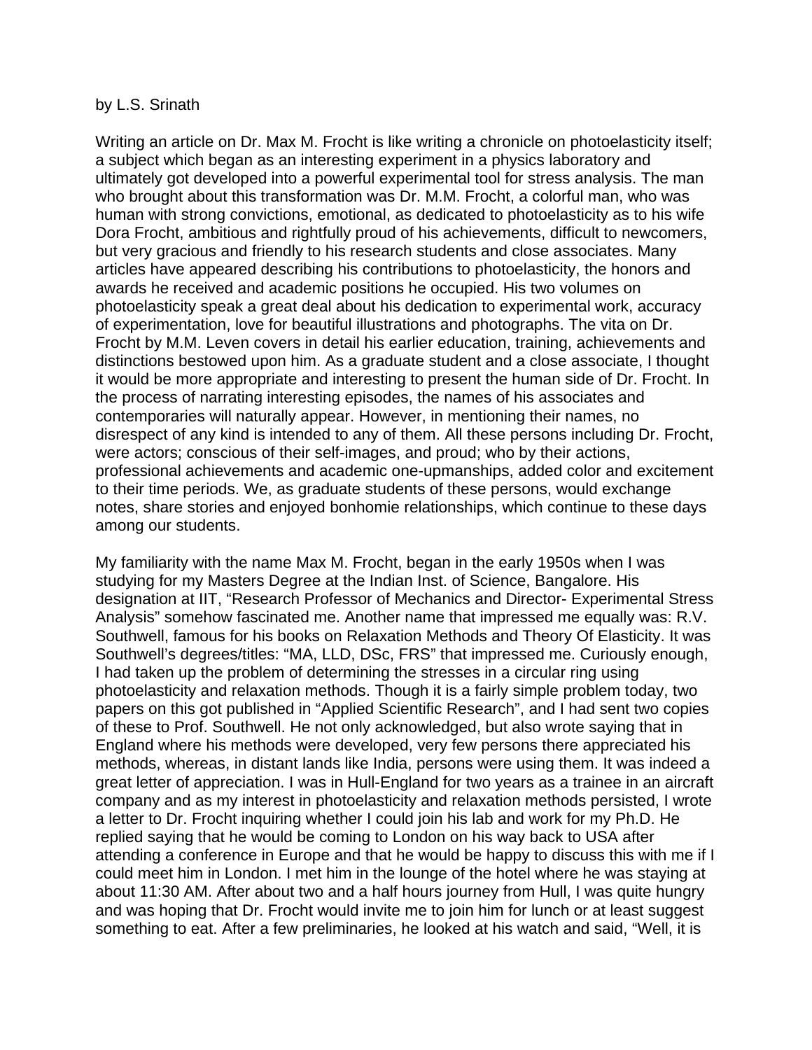by L.S. Srinath

Writing an article on Dr. Max M. Frocht is like writing a chronicle on photoelasticity itself; a subject which began as an interesting experiment in a physics laboratory and ultimately got developed into a powerful experimental tool for stress analysis. The man who brought about this transformation was Dr. M.M. Frocht, a colorful man, who was human with strong convictions, emotional, as dedicated to photoelasticity as to his wife Dora Frocht, ambitious and rightfully proud of his achievements, difficult to newcomers, but very gracious and friendly to his research students and close associates. Many articles have appeared describing his contributions to photoelasticity, the honors and awards he received and academic positions he occupied. His two volumes on photoelasticity speak a great deal about his dedication to experimental work, accuracy of experimentation, love for beautiful illustrations and photographs. The vita on Dr. Frocht by M.M. Leven covers in detail his earlier education, training, achievements and distinctions bestowed upon him. As a graduate student and a close associate, I thought it would be more appropriate and interesting to present the human side of Dr. Frocht. In the process of narrating interesting episodes, the names of his associates and contemporaries will naturally appear. However, in mentioning their names, no disrespect of any kind is intended to any of them. All these persons including Dr. Frocht, were actors; conscious of their self-images, and proud; who by their actions, professional achievements and academic one-upmanships, added color and excitement to their time periods. We, as graduate students of these persons, would exchange notes, share stories and enjoyed bonhomie relationships, which continue to these days among our students.

My familiarity with the name Max M. Frocht, began in the early 1950s when I was studying for my Masters Degree at the Indian Inst. of Science, Bangalore. His designation at IIT, "Research Professor of Mechanics and Director- Experimental Stress Analysis" somehow fascinated me. Another name that impressed me equally was: R.V. Southwell, famous for his books on Relaxation Methods and Theory Of Elasticity. It was Southwell's degrees/titles: "MA, LLD, DSc, FRS" that impressed me. Curiously enough, I had taken up the problem of determining the stresses in a circular ring using photoelasticity and relaxation methods. Though it is a fairly simple problem today, two papers on this got published in "Applied Scientific Research", and I had sent two copies of these to Prof. Southwell. He not only acknowledged, but also wrote saying that in England where his methods were developed, very few persons there appreciated his methods, whereas, in distant lands like India, persons were using them. It was indeed a great letter of appreciation. I was in Hull-England for two years as a trainee in an aircraft company and as my interest in photoelasticity and relaxation methods persisted, I wrote a letter to Dr. Frocht inquiring whether I could join his lab and work for my Ph.D. He replied saying that he would be coming to London on his way back to USA after attending a conference in Europe and that he would be happy to discuss this with me if I could meet him in London. I met him in the lounge of the hotel where he was staying at about 11:30 AM. After about two and a half hours journey from Hull, I was quite hungry and was hoping that Dr. Frocht would invite me to join him for lunch or at least suggest something to eat. After a few preliminaries, he looked at his watch and said, "Well, it is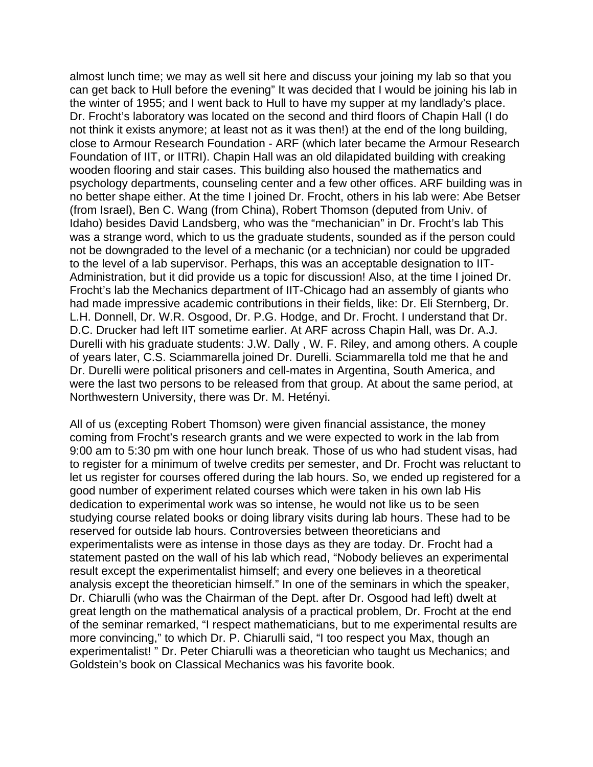almost lunch time; we may as well sit here and discuss your joining my lab so that you can get back to Hull before the evening" It was decided that I would be joining his lab in the winter of 1955; and I went back to Hull to have my supper at my landlady's place. Dr. Frocht's laboratory was located on the second and third floors of Chapin Hall (I do not think it exists anymore; at least not as it was then!) at the end of the long building, close to Armour Research Foundation - ARF (which later became the Armour Research Foundation of IIT, or IITRI). Chapin Hall was an old dilapidated building with creaking wooden flooring and stair cases. This building also housed the mathematics and psychology departments, counseling center and a few other offices. ARF building was in no better shape either. At the time I joined Dr. Frocht, others in his lab were: Abe Betser (from Israel), Ben C. Wang (from China), Robert Thomson (deputed from Univ. of Idaho) besides David Landsberg, who was the "mechanician" in Dr. Frocht's lab This was a strange word, which to us the graduate students, sounded as if the person could not be downgraded to the level of a mechanic (or a technician) nor could be upgraded to the level of a lab supervisor. Perhaps, this was an acceptable designation to IIT-Administration, but it did provide us a topic for discussion! Also, at the time I joined Dr. Frocht's lab the Mechanics department of IIT-Chicago had an assembly of giants who had made impressive academic contributions in their fields, like: Dr. Eli Sternberg, Dr. L.H. Donnell, Dr. W.R. Osgood, Dr. P.G. Hodge, and Dr. Frocht. I understand that Dr. D.C. Drucker had left IIT sometime earlier. At ARF across Chapin Hall, was Dr. A.J. Durelli with his graduate students: J.W. Dally , W. F. Riley, and among others. A couple of years later, C.S. Sciammarella joined Dr. Durelli. Sciammarella told me that he and Dr. Durelli were political prisoners and cell-mates in Argentina, South America, and were the last two persons to be released from that group. At about the same period, at Northwestern University, there was Dr. M. Hetényi.

All of us (excepting Robert Thomson) were given financial assistance, the money coming from Frocht's research grants and we were expected to work in the lab from 9:00 am to 5:30 pm with one hour lunch break. Those of us who had student visas, had to register for a minimum of twelve credits per semester, and Dr. Frocht was reluctant to let us register for courses offered during the lab hours. So, we ended up registered for a good number of experiment related courses which were taken in his own lab His dedication to experimental work was so intense, he would not like us to be seen studying course related books or doing library visits during lab hours. These had to be reserved for outside lab hours. Controversies between theoreticians and experimentalists were as intense in those days as they are today. Dr. Frocht had a statement pasted on the wall of his lab which read, "Nobody believes an experimental result except the experimentalist himself; and every one believes in a theoretical analysis except the theoretician himself." In one of the seminars in which the speaker, Dr. Chiarulli (who was the Chairman of the Dept. after Dr. Osgood had left) dwelt at great length on the mathematical analysis of a practical problem, Dr. Frocht at the end of the seminar remarked, "I respect mathematicians, but to me experimental results are more convincing," to which Dr. P. Chiarulli said, "I too respect you Max, though an experimentalist! " Dr. Peter Chiarulli was a theoretician who taught us Mechanics; and Goldstein's book on Classical Mechanics was his favorite book.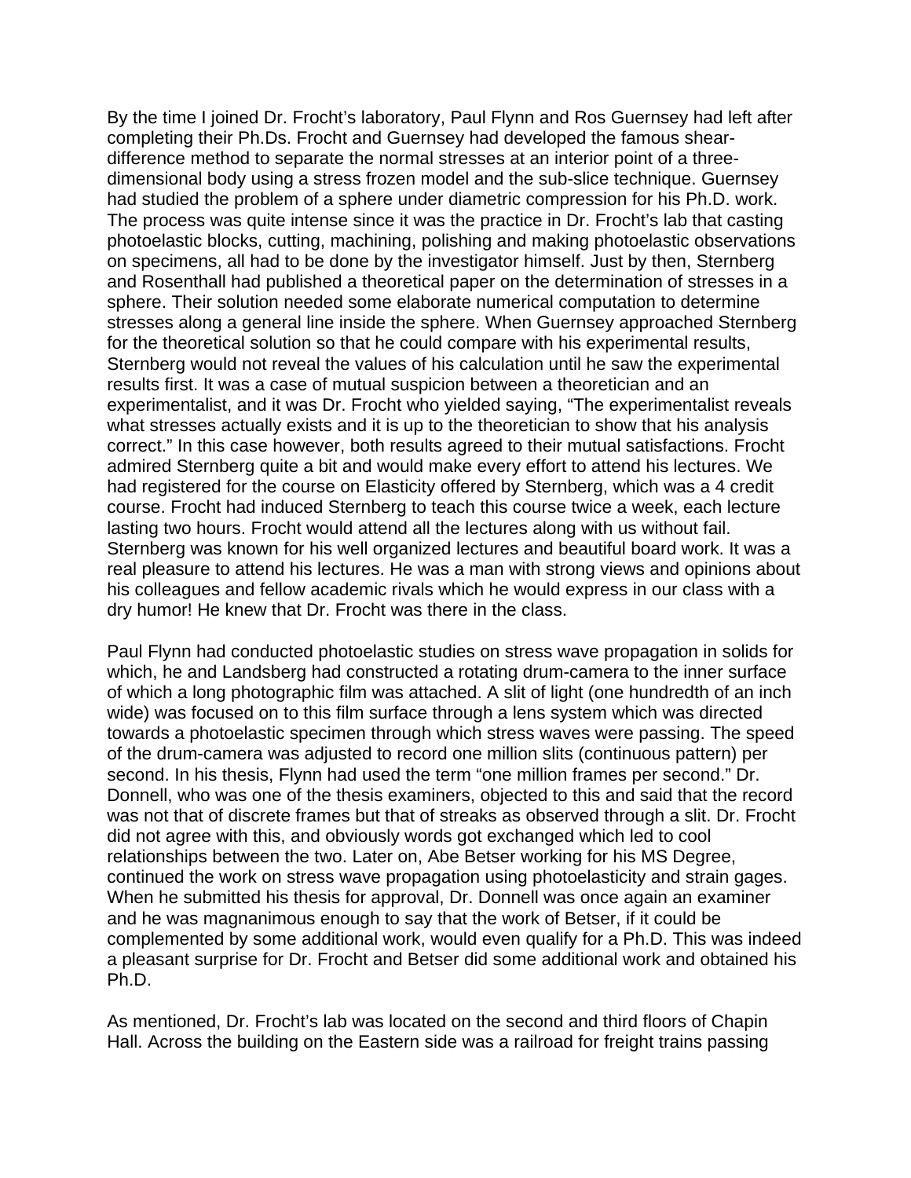By the time I joined Dr. Frocht's laboratory, Paul Flynn and Ros Guernsey had left after completing their Ph.Ds. Frocht and Guernsey had developed the famous shear-difference method to separate the normal stresses at an interior point of a three-dimensional body using a stress frozen model and the sub-slice technique. Guernsey had studied the problem of a sphere under diametric compression for his Ph.D. work. The process was quite intense since it was the practice in Dr. Frocht's lab that casting photoelastic blocks, cutting, machining, polishing and making photoelastic observations on specimens, all had to be done by the investigator himself. Just by then, Sternberg and Rosenthall had published a theoretical paper on the determination of stresses in a sphere. Their solution needed some elaborate numerical computation to determine stresses along a general line inside the sphere. When Guernsey approached Sternberg for the theoretical solution so that he could compare with his experimental results, Sternberg would not reveal the values of his calculation until he saw the experimental results first. It was a case of mutual suspicion between a theoretician and an experimentalist, and it was Dr. Frocht who yielded saying, "The experimentalist reveals what stresses actually exists and it is up to the theoretician to show that his analysis correct." In this case however, both results agreed to their mutual satisfactions. Frocht admired Sternberg quite a bit and would make every effort to attend his lectures. We had registered for the course on Elasticity offered by Sternberg, which was a 4 credit course. Frocht had induced Sternberg to teach this course twice a week, each lecture lasting two hours. Frocht would attend all the lectures along with us without fail. Sternberg was known for his well organized lectures and beautiful board work. It was a real pleasure to attend his lectures. He was a man with strong views and opinions about his colleagues and fellow academic rivals which he would express in our class with a dry humor! He knew that Dr. Frocht was there in the class.

Paul Flynn had conducted photoelastic studies on stress wave propagation in solids for which, he and Landsberg had constructed a rotating drum-camera to the inner surface of which a long photographic film was attached. A slit of light (one hundredth of an inch wide) was focused on to this film surface through a lens system which was directed towards a photoelastic specimen through which stress waves were passing. The speed of the drum-camera was adjusted to record one million slits (continuous pattern) per second. In his thesis, Flynn had used the term "one million frames per second." Dr. Donnell, who was one of the thesis examiners, objected to this and said that the record was not that of discrete frames but that of streaks as observed through a slit. Dr. Frocht did not agree with this, and obviously words got exchanged which led to cool relationships between the two. Later on, Abe Betser working for his MS Degree, continued the work on stress wave propagation using photoelasticity and strain gages. When he submitted his thesis for approval, Dr. Donnell was once again an examiner and he was magnanimous enough to say that the work of Betser, if it could be complemented by some additional work, would even qualify for a Ph.D. This was indeed a pleasant surprise for Dr. Frocht and Betser did some additional work and obtained his Ph.D.

As mentioned, Dr. Frocht's lab was located on the second and third floors of Chapin Hall. Across the building on the Eastern side was a railroad for freight trains passing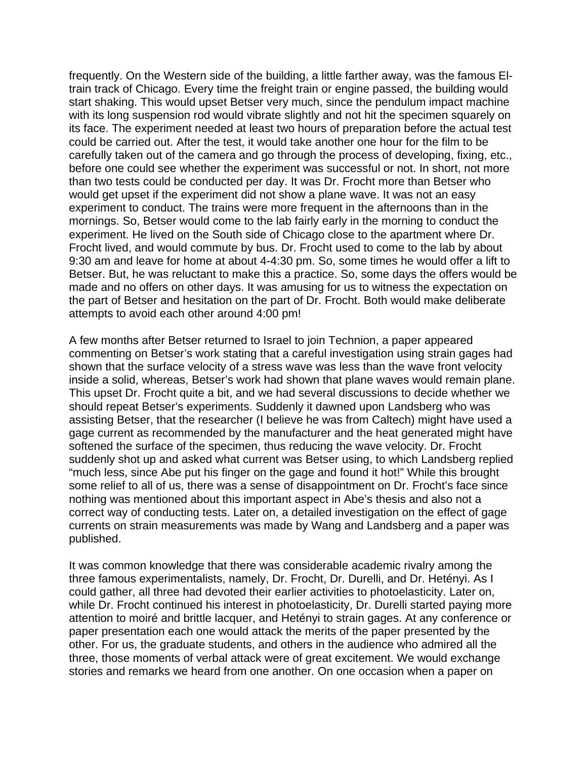frequently. On the Western side of the building, a little farther away, was the famous El-train track of Chicago. Every time the freight train or engine passed, the building would start shaking. This would upset Betser very much, since the pendulum impact machine with its long suspension rod would vibrate slightly and not hit the specimen squarely on its face. The experiment needed at least two hours of preparation before the actual test could be carried out. After the test, it would take another one hour for the film to be carefully taken out of the camera and go through the process of developing, fixing, etc., before one could see whether the experiment was successful or not. In short, not more than two tests could be conducted per day. It was Dr. Frocht more than Betser who would get upset if the experiment did not show a plane wave. It was not an easy experiment to conduct. The trains were more frequent in the afternoons than in the mornings. So, Betser would come to the lab fairly early in the morning to conduct the experiment. He lived on the South side of Chicago close to the apartment where Dr. Frocht lived, and would commute by bus. Dr. Frocht used to come to the lab by about 9:30 am and leave for home at about 4-4:30 pm. So, some times he would offer a lift to Betser. But, he was reluctant to make this a practice. So, some days the offers would be made and no offers on other days. It was amusing for us to witness the expectation on the part of Betser and hesitation on the part of Dr. Frocht. Both would make deliberate attempts to avoid each other around 4:00 pm!

A few months after Betser returned to Israel to join Technion, a paper appeared commenting on Betser's work stating that a careful investigation using strain gages had shown that the surface velocity of a stress wave was less than the wave front velocity inside a solid, whereas, Betser's work had shown that plane waves would remain plane. This upset Dr. Frocht quite a bit, and we had several discussions to decide whether we should repeat Betser's experiments. Suddenly it dawned upon Landsberg who was assisting Betser, that the researcher (I believe he was from Caltech) might have used a gage current as recommended by the manufacturer and the heat generated might have softened the surface of the specimen, thus reducing the wave velocity. Dr. Frocht suddenly shot up and asked what current was Betser using, to which Landsberg replied "much less, since Abe put his finger on the gage and found it hot!" While this brought some relief to all of us, there was a sense of disappointment on Dr. Frocht's face since nothing was mentioned about this important aspect in Abe's thesis and also not a correct way of conducting tests. Later on, a detailed investigation on the effect of gage currents on strain measurements was made by Wang and Landsberg and a paper was published.

It was common knowledge that there was considerable academic rivalry among the three famous experimentalists, namely, Dr. Frocht, Dr. Durelli, and Dr. Hetényi. As I could gather, all three had devoted their earlier activities to photoelasticity. Later on, while Dr. Frocht continued his interest in photoelasticity, Dr. Durelli started paying more attention to moiré and brittle lacquer, and Hetényi to strain gages. At any conference or paper presentation each one would attack the merits of the paper presented by the other. For us, the graduate students, and others in the audience who admired all the three, those moments of verbal attack were of great excitement. We would exchange stories and remarks we heard from one another. On one occasion when a paper on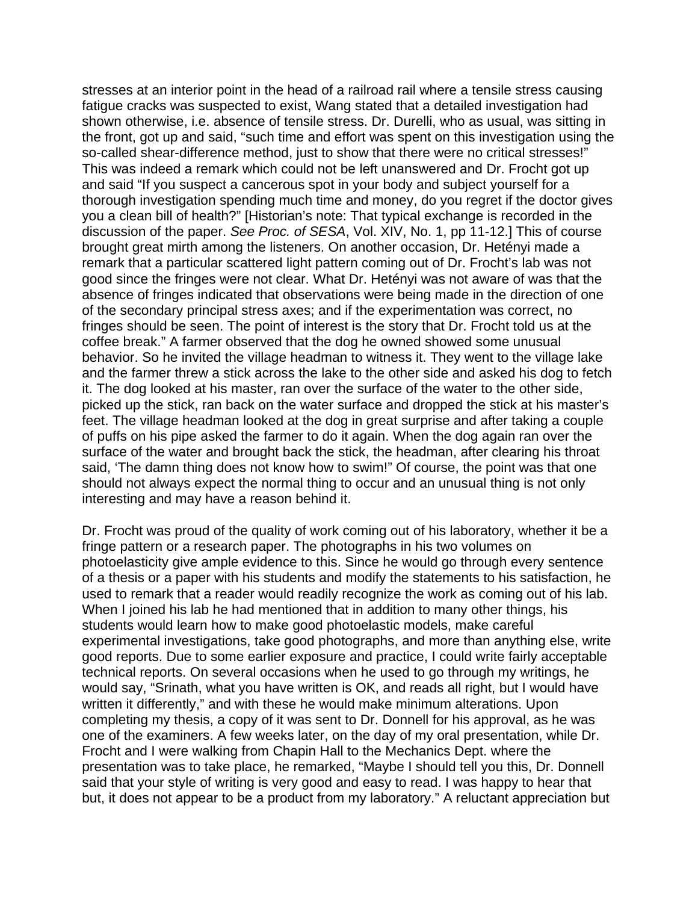stresses at an interior point in the head of a railroad rail where a tensile stress causing fatigue cracks was suspected to exist, Wang stated that a detailed investigation had shown otherwise, i.e. absence of tensile stress. Dr. Durelli, who as usual, was sitting in the front, got up and said, "such time and effort was spent on this investigation using the so-called shear-difference method, just to show that there were no critical stresses!" This was indeed a remark which could not be left unanswered and Dr. Frocht got up and said "If you suspect a cancerous spot in your body and subject yourself for a thorough investigation spending much time and money, do you regret if the doctor gives you a clean bill of health?" [Historian's note: That typical exchange is recorded in the discussion of the paper. *See Proc. of SESA*, Vol. XIV, No. 1, pp 11-12.] This of course brought great mirth among the listeners. On another occasion, Dr. Hetényi made a remark that a particular scattered light pattern coming out of Dr. Frocht's lab was not good since the fringes were not clear. What Dr. Hetényi was not aware of was that the absence of fringes indicated that observations were being made in the direction of one of the secondary principal stress axes; and if the experimentation was correct, no fringes should be seen. The point of interest is the story that Dr. Frocht told us at the coffee break." A farmer observed that the dog he owned showed some unusual behavior. So he invited the village headman to witness it. They went to the village lake and the farmer threw a stick across the lake to the other side and asked his dog to fetch it. The dog looked at his master, ran over the surface of the water to the other side, picked up the stick, ran back on the water surface and dropped the stick at his master's feet. The village headman looked at the dog in great surprise and after taking a couple of puffs on his pipe asked the farmer to do it again. When the dog again ran over the surface of the water and brought back the stick, the headman, after clearing his throat said, 'The damn thing does not know how to swim!" Of course, the point was that one should not always expect the normal thing to occur and an unusual thing is not only interesting and may have a reason behind it.

Dr. Frocht was proud of the quality of work coming out of his laboratory, whether it be a fringe pattern or a research paper. The photographs in his two volumes on photoelasticity give ample evidence to this. Since he would go through every sentence of a thesis or a paper with his students and modify the statements to his satisfaction, he used to remark that a reader would readily recognize the work as coming out of his lab. When I joined his lab he had mentioned that in addition to many other things, his students would learn how to make good photoelastic models, make careful experimental investigations, take good photographs, and more than anything else, write good reports. Due to some earlier exposure and practice, I could write fairly acceptable technical reports. On several occasions when he used to go through my writings, he would say, "Srinath, what you have written is OK, and reads all right, but I would have written it differently," and with these he would make minimum alterations. Upon completing my thesis, a copy of it was sent to Dr. Donnell for his approval, as he was one of the examiners. A few weeks later, on the day of my oral presentation, while Dr. Frocht and I were walking from Chapin Hall to the Mechanics Dept. where the presentation was to take place, he remarked, "Maybe I should tell you this, Dr. Donnell said that your style of writing is very good and easy to read. I was happy to hear that but, it does not appear to be a product from my laboratory." A reluctant appreciation but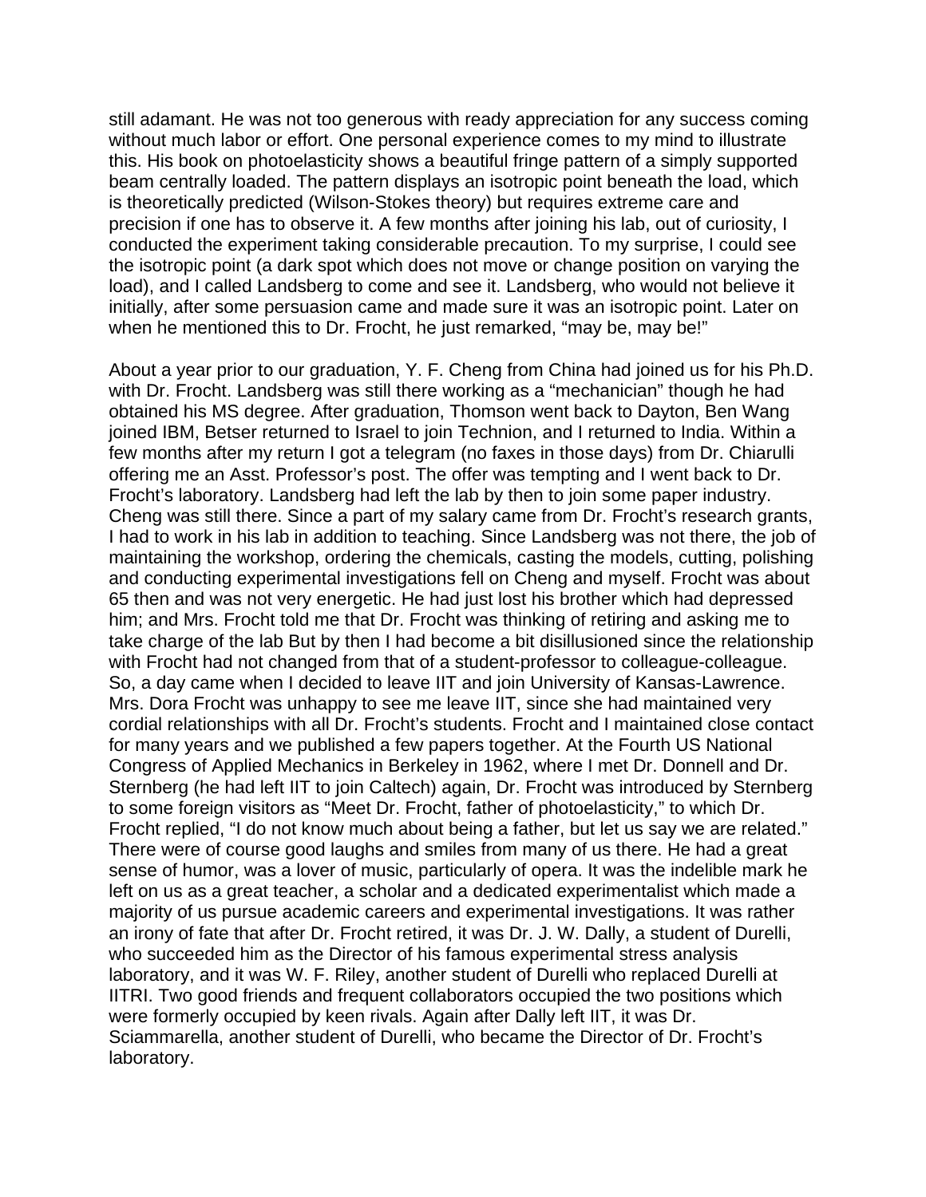still adamant. He was not too generous with ready appreciation for any success coming without much labor or effort. One personal experience comes to my mind to illustrate this. His book on photoelasticity shows a beautiful fringe pattern of a simply supported beam centrally loaded. The pattern displays an isotropic point beneath the load, which is theoretically predicted (Wilson-Stokes theory) but requires extreme care and precision if one has to observe it. A few months after joining his lab, out of curiosity, I conducted the experiment taking considerable precaution. To my surprise, I could see the isotropic point (a dark spot which does not move or change position on varying the load), and I called Landsberg to come and see it. Landsberg, who would not believe it initially, after some persuasion came and made sure it was an isotropic point. Later on when he mentioned this to Dr. Frocht, he just remarked, "may be, may be!"

About a year prior to our graduation, Y. F. Cheng from China had joined us for his Ph.D. with Dr. Frocht. Landsberg was still there working as a "mechanician" though he had obtained his MS degree. After graduation, Thomson went back to Dayton, Ben Wang joined IBM, Betser returned to Israel to join Technion, and I returned to India. Within a few months after my return I got a telegram (no faxes in those days) from Dr. Chiarulli offering me an Asst. Professor's post. The offer was tempting and I went back to Dr. Frocht's laboratory. Landsberg had left the lab by then to join some paper industry. Cheng was still there. Since a part of my salary came from Dr. Frocht's research grants, I had to work in his lab in addition to teaching. Since Landsberg was not there, the job of maintaining the workshop, ordering the chemicals, casting the models, cutting, polishing and conducting experimental investigations fell on Cheng and myself. Frocht was about 65 then and was not very energetic. He had just lost his brother which had depressed him; and Mrs. Frocht told me that Dr. Frocht was thinking of retiring and asking me to take charge of the lab But by then I had become a bit disillusioned since the relationship with Frocht had not changed from that of a student-professor to colleague-colleague. So, a day came when I decided to leave IIT and join University of Kansas-Lawrence. Mrs. Dora Frocht was unhappy to see me leave IIT, since she had maintained very cordial relationships with all Dr. Frocht's students. Frocht and I maintained close contact for many years and we published a few papers together. At the Fourth US National Congress of Applied Mechanics in Berkeley in 1962, where I met Dr. Donnell and Dr. Sternberg (he had left IIT to join Caltech) again, Dr. Frocht was introduced by Sternberg to some foreign visitors as "Meet Dr. Frocht, father of photoelasticity," to which Dr. Frocht replied, "I do not know much about being a father, but let us say we are related." There were of course good laughs and smiles from many of us there. He had a great sense of humor, was a lover of music, particularly of opera. It was the indelible mark he left on us as a great teacher, a scholar and a dedicated experimentalist which made a majority of us pursue academic careers and experimental investigations. It was rather an irony of fate that after Dr. Frocht retired, it was Dr. J. W. Dally, a student of Durelli, who succeeded him as the Director of his famous experimental stress analysis laboratory, and it was W. F. Riley, another student of Durelli who replaced Durelli at IITRI. Two good friends and frequent collaborators occupied the two positions which were formerly occupied by keen rivals. Again after Dally left IIT, it was Dr. Sciammarella, another student of Durelli, who became the Director of Dr. Frocht's laboratory.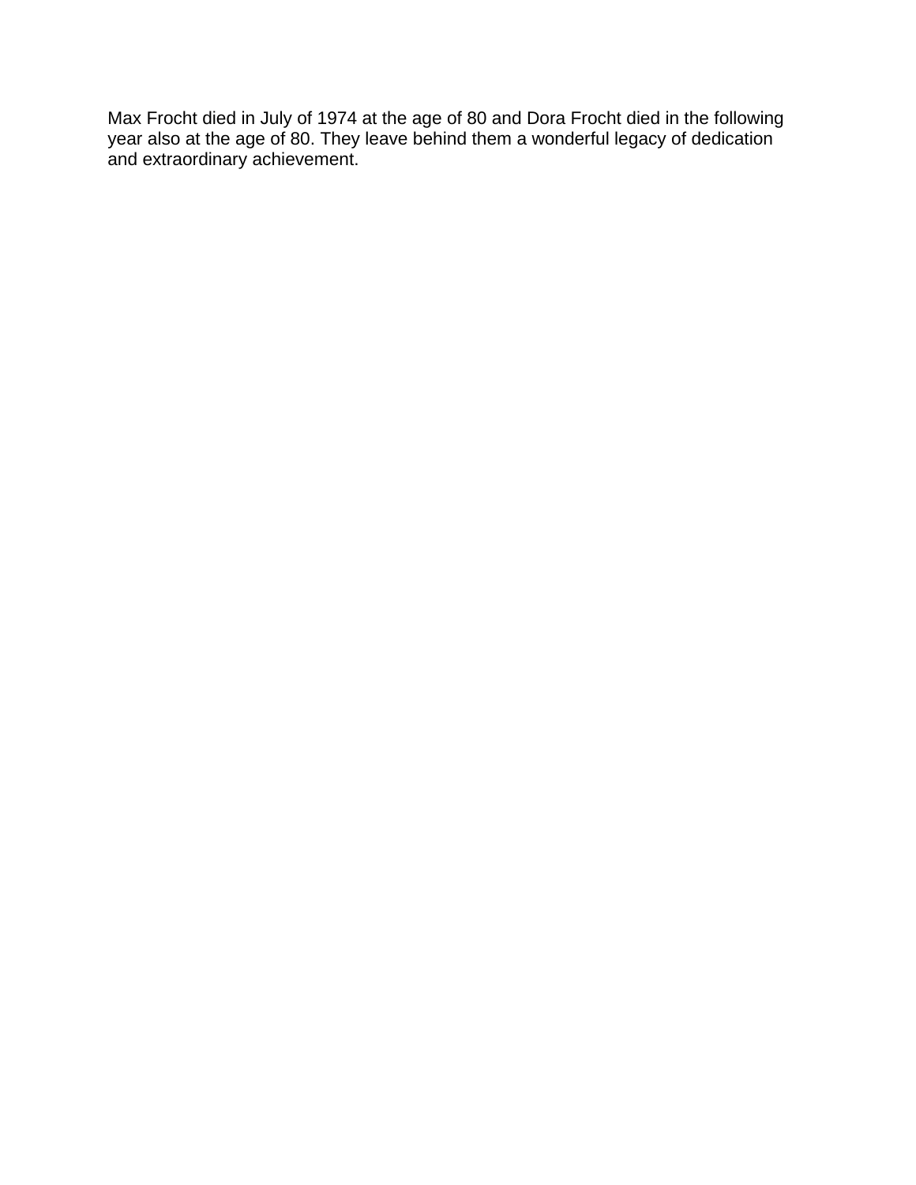Max Frocht died in July of 1974 at the age of 80 and Dora Frocht died in the following year also at the age of 80. They leave behind them a wonderful legacy of dedication and extraordinary achievement.